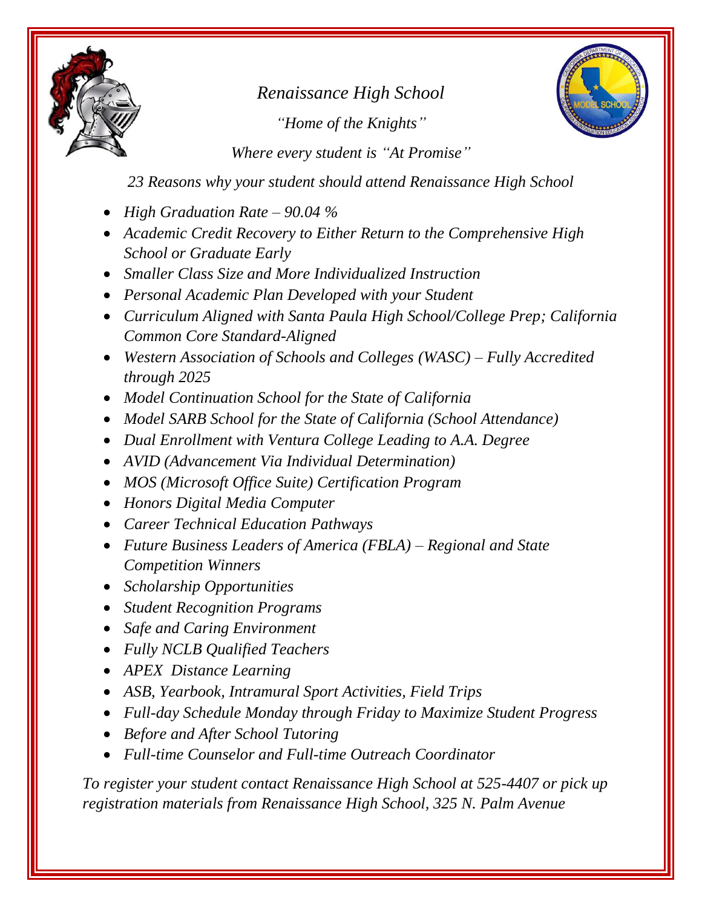# *Renaissance High School*

*"Home of the Knights"*

*Where every student is "At Promise"*

*23 Reasons why your student should attend Renaissance High School*

- *High Graduation Rate – 90.04 %*
- *Academic Credit Recovery to Either Return to the Comprehensive High School or Graduate Early*
- *Smaller Class Size and More Individualized Instruction*
- *Personal Academic Plan Developed with your Student*
- *Curriculum Aligned with Santa Paula High School/College Prep; California Common Core Standard-Aligned*
- *Western Association of Schools and Colleges (WASC) – Fully Accredited through 2025*
- *Model Continuation School for the State of California*
- *Model SARB School for the State of California (School Attendance)*
- *Dual Enrollment with Ventura College Leading to A.A. Degree*
- *AVID (Advancement Via Individual Determination)*
- *MOS (Microsoft Office Suite) Certification Program*
- *Honors Digital Media Computer*
- *Career Technical Education Pathways*
- *Future Business Leaders of America (FBLA) – Regional and State Competition Winners*
- *Scholarship Opportunities*
- *Student Recognition Programs*
- *Safe and Caring Environment*
- *Fully NCLB Qualified Teachers*
- *APEX Distance Learning*
- *ASB, Yearbook, Intramural Sport Activities, Field Trips*
- *Full-day Schedule Monday through Friday to Maximize Student Progress*
- *Before and After School Tutoring*
- *Full-time Counselor and Full-time Outreach Coordinator*

*To register your student contact Renaissance High School at 525-4407 or pick up registration materials from Renaissance High School, 325 N. Palm Avenue*